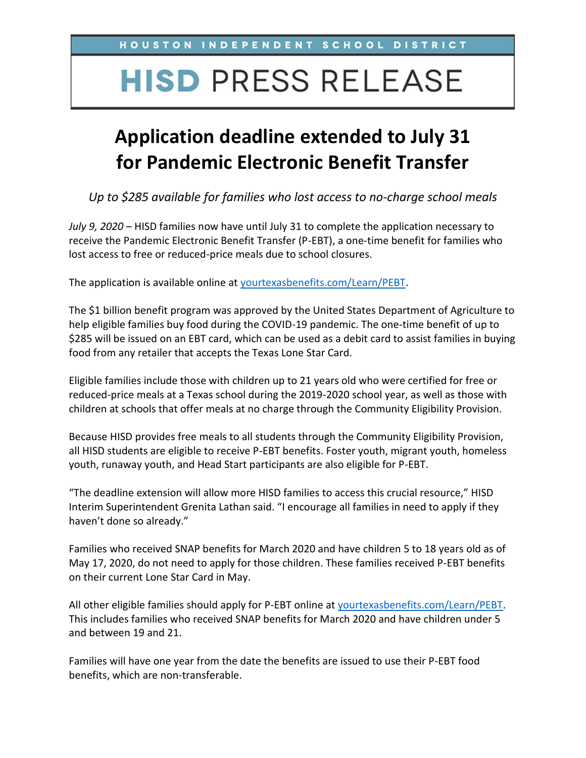HOUSTON INDEPENDENT SCHOOL DISTRICT

# HISD PRESS RELEASE

## Application deadline extended to July 31 for Pandemic Electronic Benefit Transfer

*Up to $285 available for families who lost access to no-charge school meals*

*July 9, 2020* – HISD families now have until July 31 to complete the application necessary to receive the Pandemic Electronic Benefit Transfer (P-EBT), a one-time benefit for families who lost access to free or reduced-price meals due to school closures.

The application is available online at [yourtexasbenefits.com/Learn/PEBT](yourtexasbenefits.com/Learn/PEBT).

The $1 billion benefit program was approved by the United States Department of Agriculture to help eligible families buy food during the COVID-19 pandemic. The one-time benefit of up to $285 will be issued on an EBT card, which can be used as a debit card to assist families in buying food from any retailer that accepts the Texas Lone Star Card.

Eligible families include those with children up to 21 years old who were certified for free or reduced-price meals at a Texas school during the 2019-2020 school year, as well as those with children at schools that offer meals at no charge through the Community Eligibility Provision.

Because HISD provides free meals to all students through the Community Eligibility Provision, all HISD students are eligible to receive P-EBT benefits. Foster youth, migrant youth, homeless youth, runaway youth, and Head Start participants are also eligible for P-EBT.

"The deadline extension will allow more HISD families to access this crucial resource," HISD Interim Superintendent Grenita Lathan said. "I encourage all families in need to apply if they haven't done so already."

Families who received SNAP benefits for March 2020 and have children 5 to 18 years old as of May 17, 2020, do not need to apply for those children. These families received P-EBT benefits on their current Lone Star Card in May.

All other eligible families should apply for P-EBT online at [yourtexasbenefits.com/Learn/PEBT](yourtexasbenefits.com/Learn/PEBT). This includes families who received SNAP benefits for March 2020 and have children under 5 and between 19 and 21.

Families will have one year from the date the benefits are issued to use their P-EBT food benefits, which are non-transferable.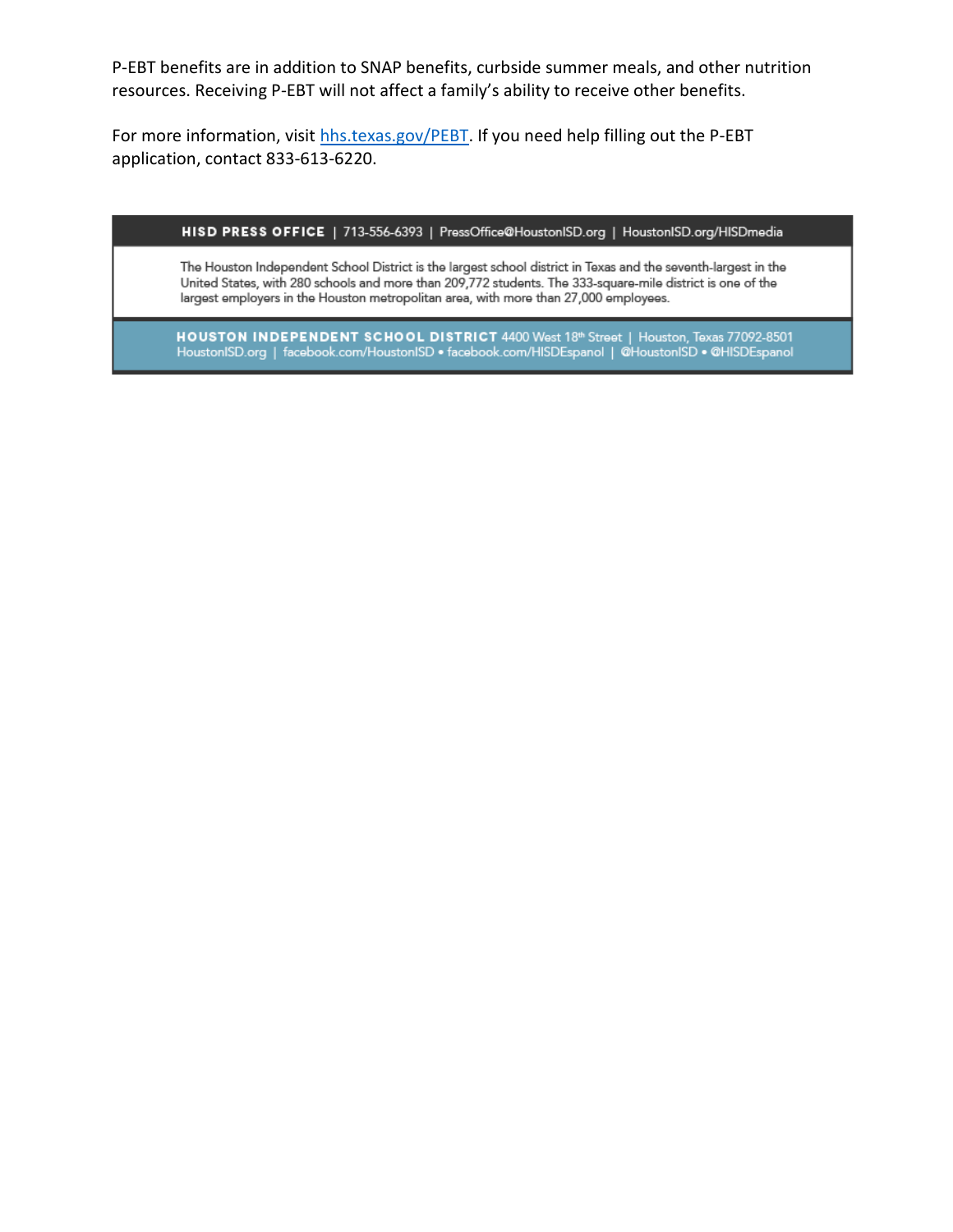P-EBT benefits are in addition to SNAP benefits, curbside summer meals, and other nutrition resources. Receiving P-EBT will not affect a family's ability to receive other benefits.

For more information, visit [hhs.texas.gov/PEBT](hhs.texas.gov/PEBT). If you need help filling out the P-EBT application, contact 833-613-6220.

**HISD PRESS OFFICE** | 713-556-6393 | PressOffice@HoustonISD.org | HoustonISD.org/HISDmedia

The Houston Independent School District is the largest school district in Texas and the seventh-largest in the United States, with 280 schools and more than 209,772 students. The 333-square-mile district is one of the largest employers in the Houston metropolitan area, with more than 27,000 employees.

**HOUSTON INDEPENDENT SCHOOL DISTRICT** 4400 West 18th Street | Houston, Texas 77092-8501
HoustonISD.org | facebook.com/HoustonISD • facebook.com/HISDEspanol | @HoustonISD • @HISDEspanol